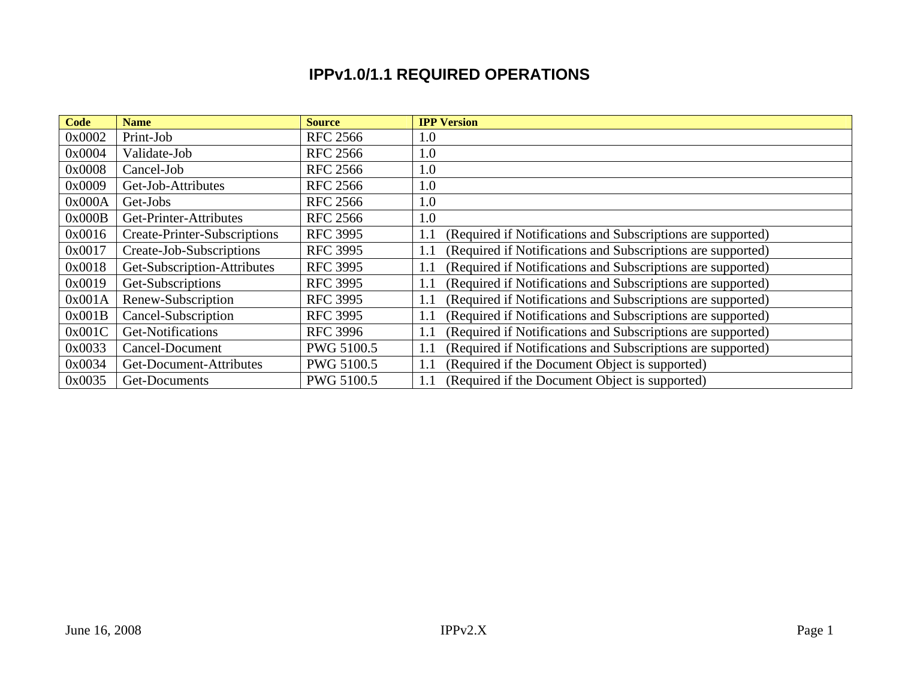# IPPv1.0/1.1 REQUIRED OPERATIONS

| Code | Name | Source | IPP Version |
|---|---|---|---|
| 0x0002 | Print-Job | RFC 2566 | 1.0 |
| 0x0004 | Validate-Job | RFC 2566 | 1.0 |
| 0x0008 | Cancel-Job | RFC 2566 | 1.0 |
| 0x0009 | Get-Job-Attributes | RFC 2566 | 1.0 |
| 0x000A | Get-Jobs | RFC 2566 | 1.0 |
| 0x000B | Get-Printer-Attributes | RFC 2566 | 1.0 |
| 0x0016 | Create-Printer-Subscriptions | RFC 3995 | 1.1 (Required if Notifications and Subscriptions are supported) |
| 0x0017 | Create-Job-Subscriptions | RFC 3995 | 1.1 (Required if Notifications and Subscriptions are supported) |
| 0x0018 | Get-Subscription-Attributes | RFC 3995 | 1.1 (Required if Notifications and Subscriptions are supported) |
| 0x0019 | Get-Subscriptions | RFC 3995 | 1.1 (Required if Notifications and Subscriptions are supported) |
| 0x001A | Renew-Subscription | RFC 3995 | 1.1 (Required if Notifications and Subscriptions are supported) |
| 0x001B | Cancel-Subscription | RFC 3995 | 1.1 (Required if Notifications and Subscriptions are supported) |
| 0x001C | Get-Notifications | RFC 3996 | 1.1 (Required if Notifications and Subscriptions are supported) |
| 0x0033 | Cancel-Document | PWG 5100.5 | 1.1 (Required if Notifications and Subscriptions are supported) |
| 0x0034 | Get-Document-Attributes | PWG 5100.5 | 1.1 (Required if the Document Object is supported) |
| 0x0035 | Get-Documents | PWG 5100.5 | 1.1 (Required if the Document Object is supported) |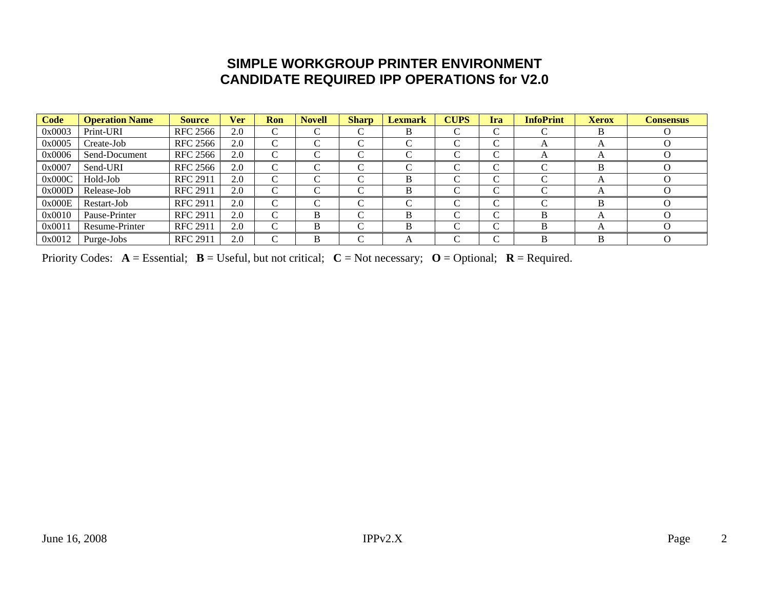# SIMPLE WORKGROUP PRINTER ENVIRONMENT
# CANDIDATE REQUIRED IPP OPERATIONS for V2.0

| Code | Operation Name | Source | Ver | Ron | Novell | Sharp | Lexmark | CUPS | Ira | InfoPrint | Xerox | Consensus |
|---|---|---|---|---|---|---|---|---|---|---|---|---|
| 0x0003 | Print-URI | RFC 2566 | 2.0 | C | C | C | B | C | C | C | B | O |
| 0x0005 | Create-Job | RFC 2566 | 2.0 | C | C | C | C | C | C | A | A | O |
| 0x0006 | Send-Document | RFC 2566 | 2.0 | C | C | C | C | C | C | A | A | O |
| 0x0007 | Send-URI | RFC 2566 | 2.0 | C | C | C | C | C | C | C | B | O |
| 0x000C | Hold-Job | RFC 2911 | 2.0 | C | C | C | B | C | C | C | A | O |
| 0x000D | Release-Job | RFC 2911 | 2.0 | C | C | C | B | C | C | C | A | O |
| 0x000E | Restart-Job | RFC 2911 | 2.0 | C | C | C | C | C | C | C | B | O |
| 0x0010 | Pause-Printer | RFC 2911 | 2.0 | C | B | C | B | C | C | B | A | O |
| 0x0011 | Resume-Printer | RFC 2911 | 2.0 | C | B | C | B | C | C | B | A | O |
| 0x0012 | Purge-Jobs | RFC 2911 | 2.0 | C | B | C | A | C | C | B | B | O |

Priority Codes: **A** = Essential; **B** = Useful, but not critical; **C** = Not necessary; **O** = Optional; **R** = Required.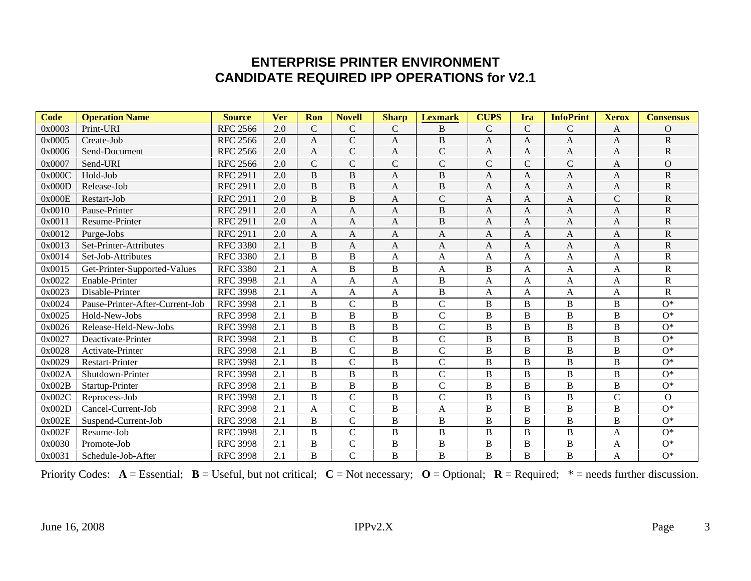# ENTERPRISE PRINTER ENVIRONMENT
# CANDIDATE REQUIRED IPP OPERATIONS for V2.1

| Code | Operation Name | Source | Ver | Ron | Novell | Sharp | Lexmark | CUPS | Ira | InfoPrint | Xerox | Consensus |
|---|---|---|---|---|---|---|---|---|---|---|---|---|
| 0x0003 | Print-URI | RFC 2566 | 2.0 | C | C | C | B | C | C | C | A | O |
| 0x0005 | Create-Job | RFC 2566 | 2.0 | A | C | A | B | A | A | A | A | R |
| 0x0006 | Send-Document | RFC 2566 | 2.0 | A | C | A | C | A | A | A | A | R |
| 0x0007 | Send-URI | RFC 2566 | 2.0 | C | C | C | C | C | C | C | A | O |
| 0x000C | Hold-Job | RFC 2911 | 2.0 | B | B | A | B | A | A | A | A | R |
| 0x000D | Release-Job | RFC 2911 | 2.0 | B | B | A | B | A | A | A | A | R |
| 0x000E | Restart-Job | RFC 2911 | 2.0 | B | B | A | C | A | A | A | C | R |
| 0x0010 | Pause-Printer | RFC 2911 | 2.0 | A | A | A | B | A | A | A | A | R |
| 0x0011 | Resume-Printer | RFC 2911 | 2.0 | A | A | A | B | A | A | A | A | R |
| 0x0012 | Purge-Jobs | RFC 2911 | 2.0 | A | A | A | A | A | A | A | A | R |
| 0x0013 | Set-Printer-Attributes | RFC 3380 | 2.1 | B | A | A | A | A | A | A | A | R |
| 0x0014 | Set-Job-Attributes | RFC 3380 | 2.1 | B | B | A | A | A | A | A | A | R |
| 0x0015 | Get-Printer-Supported-Values | RFC 3380 | 2.1 | A | B | B | A | B | A | A | A | R |
| 0x0022 | Enable-Printer | RFC 3998 | 2.1 | A | A | A | B | A | A | A | A | R |
| 0x0023 | Disable-Printer | RFC 3998 | 2.1 | A | A | A | B | A | A | A | A | R |
| 0x0024 | Pause-Printer-After-Current-Job | RFC 3998 | 2.1 | B | C | B | C | B | B | B | B | O* |
| 0x0025 | Hold-New-Jobs | RFC 3998 | 2.1 | B | B | B | C | B | B | B | B | O* |
| 0x0026 | Release-Held-New-Jobs | RFC 3998 | 2.1 | B | B | B | C | B | B | B | B | O* |
| 0x0027 | Deactivate-Printer | RFC 3998 | 2.1 | B | C | B | C | B | B | B | B | O* |
| 0x0028 | Activate-Printer | RFC 3998 | 2.1 | B | C | B | C | B | B | B | B | O* |
| 0x0029 | Restart-Printer | RFC 3998 | 2.1 | B | C | B | C | B | B | B | B | O* |
| 0x002A | Shutdown-Printer | RFC 3998 | 2.1 | B | B | B | C | B | B | B | B | O* |
| 0x002B | Startup-Printer | RFC 3998 | 2.1 | B | B | B | C | B | B | B | B | O* |
| 0x002C | Reprocess-Job | RFC 3998 | 2.1 | B | C | B | C | B | B | B | C | O |
| 0x002D | Cancel-Current-Job | RFC 3998 | 2.1 | A | C | B | A | B | B | B | B | O* |
| 0x002E | Suspend-Current-Job | RFC 3998 | 2.1 | B | C | B | B | B | B | B | B | O* |
| 0x002F | Resume-Job | RFC 3998 | 2.1 | B | C | B | B | B | B | B | A | O* |
| 0x0030 | Promote-Job | RFC 3998 | 2.1 | B | C | B | B | B | B | B | A | O* |
| 0x0031 | Schedule-Job-After | RFC 3998 | 2.1 | B | C | B | B | B | B | B | A | O* |

Priority Codes: **A** = Essential; **B** = Useful, but not critical; **C** = Not necessary; **O** = Optional; **R** = Required; * = needs further discussion.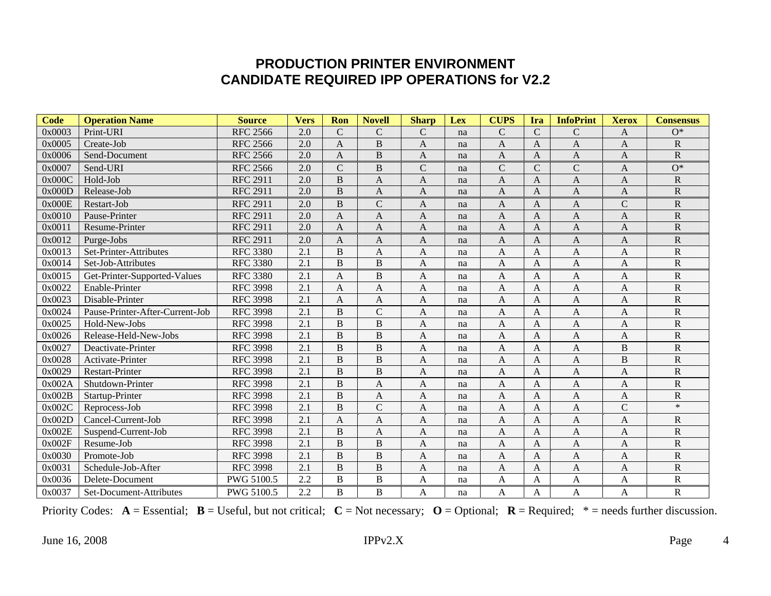## PRODUCTION PRINTER ENVIRONMENT
## CANDIDATE REQUIRED IPP OPERATIONS for V2.2

| Code | Operation Name | Source | Vers | Ron | Novell | Sharp | Lex | CUPS | Ira | InfoPrint | Xerox | Consensus |
|---|---|---|---|---|---|---|---|---|---|---|---|---|
| 0x0003 | Print-URI | RFC 2566 | 2.0 | C | C | C | na | C | C | C | A | O* |
| 0x0005 | Create-Job | RFC 2566 | 2.0 | A | B | A | na | A | A | A | A | R |
| 0x0006 | Send-Document | RFC 2566 | 2.0 | A | B | A | na | A | A | A | A | R |
| 0x0007 | Send-URI | RFC 2566 | 2.0 | C | B | C | na | C | C | C | A | O* |
| 0x000C | Hold-Job | RFC 2911 | 2.0 | B | A | A | na | A | A | A | A | R |
| 0x000D | Release-Job | RFC 2911 | 2.0 | B | A | A | na | A | A | A | A | R |
| 0x000E | Restart-Job | RFC 2911 | 2.0 | B | C | A | na | A | A | A | C | R |
| 0x0010 | Pause-Printer | RFC 2911 | 2.0 | A | A | A | na | A | A | A | A | R |
| 0x0011 | Resume-Printer | RFC 2911 | 2.0 | A | A | A | na | A | A | A | A | R |
| 0x0012 | Purge-Jobs | RFC 2911 | 2.0 | A | A | A | na | A | A | A | A | R |
| 0x0013 | Set-Printer-Attributes | RFC 3380 | 2.1 | B | A | A | na | A | A | A | A | R |
| 0x0014 | Set-Job-Attributes | RFC 3380 | 2.1 | B | B | A | na | A | A | A | A | R |
| 0x0015 | Get-Printer-Supported-Values | RFC 3380 | 2.1 | A | B | A | na | A | A | A | A | R |
| 0x0022 | Enable-Printer | RFC 3998 | 2.1 | A | A | A | na | A | A | A | A | R |
| 0x0023 | Disable-Printer | RFC 3998 | 2.1 | A | A | A | na | A | A | A | A | R |
| 0x0024 | Pause-Printer-After-Current-Job | RFC 3998 | 2.1 | B | C | A | na | A | A | A | A | R |
| 0x0025 | Hold-New-Jobs | RFC 3998 | 2.1 | B | B | A | na | A | A | A | A | R |
| 0x0026 | Release-Held-New-Jobs | RFC 3998 | 2.1 | B | B | A | na | A | A | A | A | R |
| 0x0027 | Deactivate-Printer | RFC 3998 | 2.1 | B | B | A | na | A | A | A | B | R |
| 0x0028 | Activate-Printer | RFC 3998 | 2.1 | B | B | A | na | A | A | A | B | R |
| 0x0029 | Restart-Printer | RFC 3998 | 2.1 | B | B | A | na | A | A | A | A | R |
| 0x002A | Shutdown-Printer | RFC 3998 | 2.1 | B | A | A | na | A | A | A | A | R |
| 0x002B | Startup-Printer | RFC 3998 | 2.1 | B | A | A | na | A | A | A | A | R |
| 0x002C | Reprocess-Job | RFC 3998 | 2.1 | B | C | A | na | A | A | A | C | * |
| 0x002D | Cancel-Current-Job | RFC 3998 | 2.1 | A | A | A | na | A | A | A | A | R |
| 0x002E | Suspend-Current-Job | RFC 3998 | 2.1 | B | A | A | na | A | A | A | A | R |
| 0x002F | Resume-Job | RFC 3998 | 2.1 | B | B | A | na | A | A | A | A | R |
| 0x0030 | Promote-Job | RFC 3998 | 2.1 | B | B | A | na | A | A | A | A | R |
| 0x0031 | Schedule-Job-After | RFC 3998 | 2.1 | B | B | A | na | A | A | A | A | R |
| 0x0036 | Delete-Document | PWG 5100.5 | 2.2 | B | B | A | na | A | A | A | A | R |
| 0x0037 | Set-Document-Attributes | PWG 5100.5 | 2.2 | B | B | A | na | A | A | A | A | R |

Priority Codes: **A** = Essential; **B** = Useful, but not critical; **C** = Not necessary; **O** = Optional; **R** = Required; * = needs further discussion.